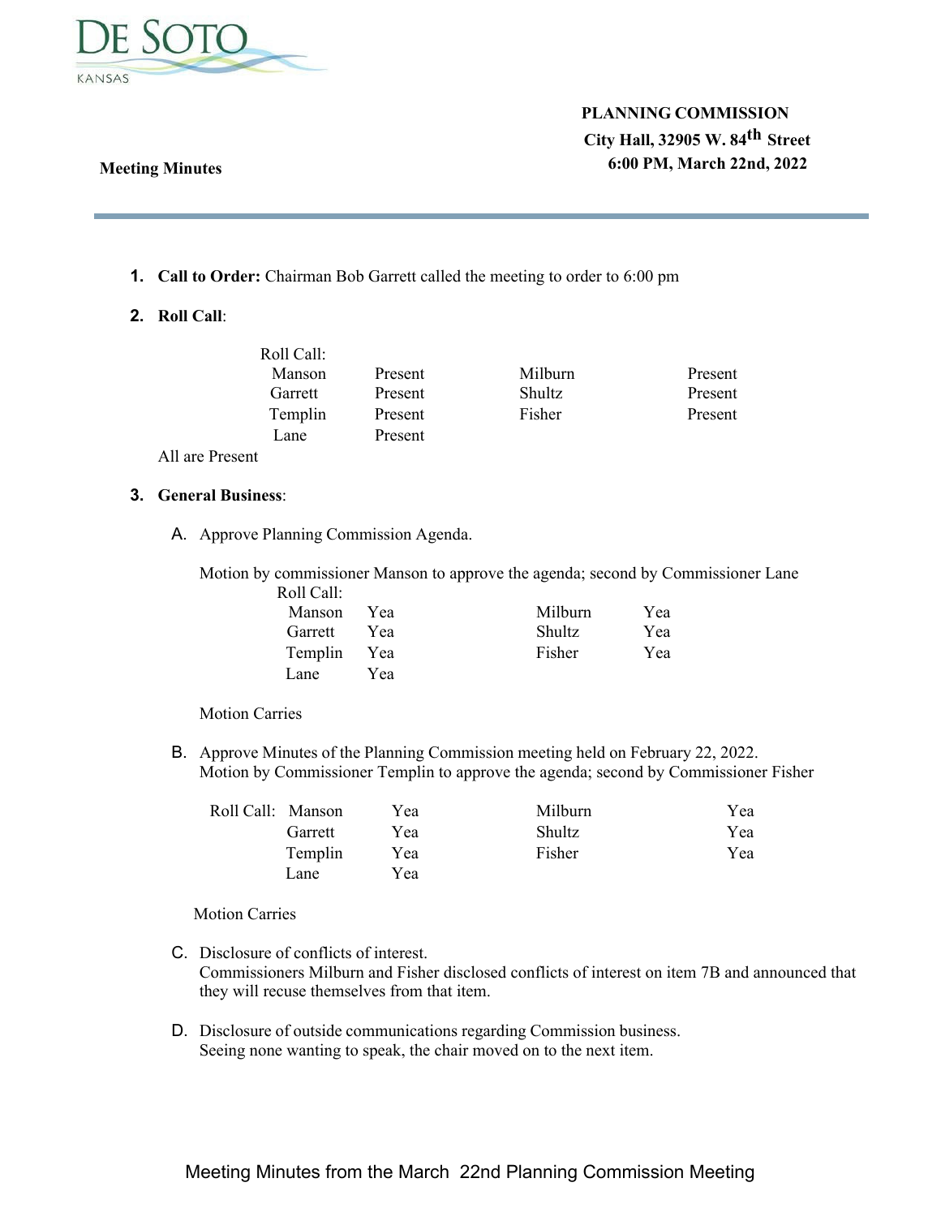DE SOTO
KANSAS

**PLANNING COMMISSION**
**City Hall, 32905 W. 84th Street**
**6:00 PM, March 22nd, 2022**

**Meeting Minutes**

1. **Call to Order:** Chairman Bob Garrett called the meeting to order to 6:00 pm

2. **Roll Call**:

Roll Call:

| | | | |
|---|---|---|---|
| Manson | Present | Milburn | Present |
| Garrett | Present | Shultz | Present |
| Templin | Present | Fisher | Present |
| Lane | Present | | |

All are Present

3. **General Business**:

   A. Approve Planning Commission Agenda.

   Motion by commissioner Manson to approve the agenda; second by Commissioner Lane

   Roll Call:

| | | | |
|---|---|---|---|
| Manson | Yea | Milburn | Yea |
| Garrett | Yea | Shultz | Yea |
| Templin | Yea | Fisher | Yea |
| Lane | Yea | | |

   Motion Carries

   B. Approve Minutes of the Planning Commission meeting held on February 22, 2022.
   Motion by Commissioner Templin to approve the agenda; second by Commissioner Fisher

   Roll Call:

| | | | |
|---|---|---|---|
| Manson | Yea | Milburn | Yea |
| Garrett | Yea | Shultz | Yea |
| Templin | Yea | Fisher | Yea |
| Lane | Yea | | |

   Motion Carries

   C. Disclosure of conflicts of interest.
   Commissioners Milburn and Fisher disclosed conflicts of interest on item 7B and announced that they will recuse themselves from that item.

   D. Disclosure of outside communications regarding Commission business.
   Seeing none wanting to speak, the chair moved on to the next item.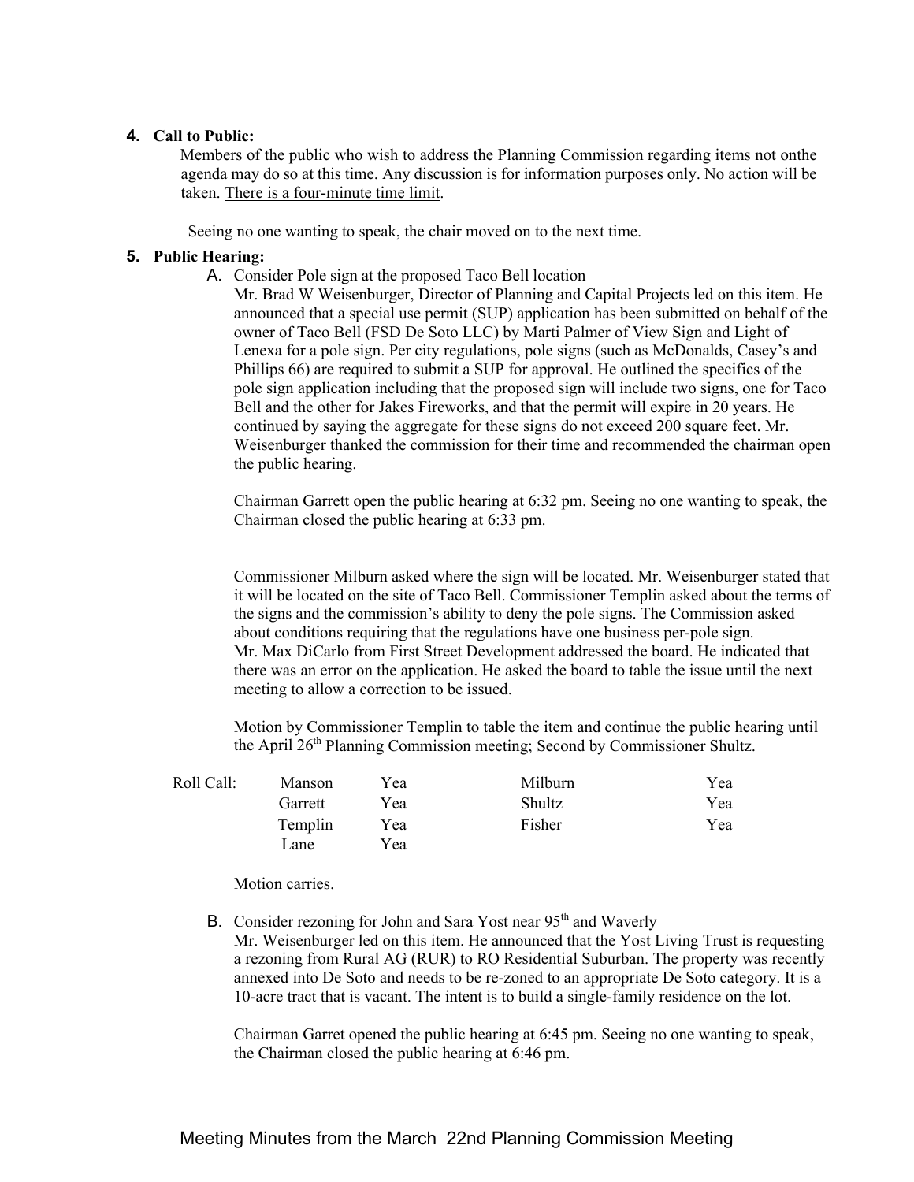**4. Call to Public:**

Members of the public who wish to address the Planning Commission regarding items not onthe agenda may do so at this time. Any discussion is for information purposes only. No action will be taken. There is a four-minute time limit.

Seeing no one wanting to speak, the chair moved on to the next time.

**5. Public Hearing:**

A. Consider Pole sign at the proposed Taco Bell location

Mr. Brad W Weisenburger, Director of Planning and Capital Projects led on this item. He announced that a special use permit (SUP) application has been submitted on behalf of the owner of Taco Bell (FSD De Soto LLC) by Marti Palmer of View Sign and Light of Lenexa for a pole sign. Per city regulations, pole signs (such as McDonalds, Casey's and Phillips 66) are required to submit a SUP for approval. He outlined the specifics of the pole sign application including that the proposed sign will include two signs, one for Taco Bell and the other for Jakes Fireworks, and that the permit will expire in 20 years. He continued by saying the aggregate for these signs do not exceed 200 square feet. Mr. Weisenburger thanked the commission for their time and recommended the chairman open the public hearing.

Chairman Garrett open the public hearing at 6:32 pm. Seeing no one wanting to speak, the Chairman closed the public hearing at 6:33 pm.

Commissioner Milburn asked where the sign will be located. Mr. Weisenburger stated that it will be located on the site of Taco Bell. Commissioner Templin asked about the terms of the signs and the commission's ability to deny the pole signs. The Commission asked about conditions requiring that the regulations have one business per-pole sign. Mr. Max DiCarlo from First Street Development addressed the board. He indicated that there was an error on the application. He asked the board to table the issue until the next meeting to allow a correction to be issued.

Motion by Commissioner Templin to table the item and continue the public hearing until the April 26th Planning Commission meeting; Second by Commissioner Shultz.

| Roll Call: | | | | |
|---|---|---|---|---|
| | Manson | Yea | Milburn | Yea |
| | Garrett | Yea | Shultz | Yea |
| | Templin | Yea | Fisher | Yea |
| | Lane | Yea | | |

Motion carries.

B. Consider rezoning for John and Sara Yost near 95th and Waverly

Mr. Weisenburger led on this item. He announced that the Yost Living Trust is requesting a rezoning from Rural AG (RUR) to RO Residential Suburban. The property was recently annexed into De Soto and needs to be re-zoned to an appropriate De Soto category. It is a 10-acre tract that is vacant. The intent is to build a single-family residence on the lot.

Chairman Garret opened the public hearing at 6:45 pm. Seeing no one wanting to speak, the Chairman closed the public hearing at 6:46 pm.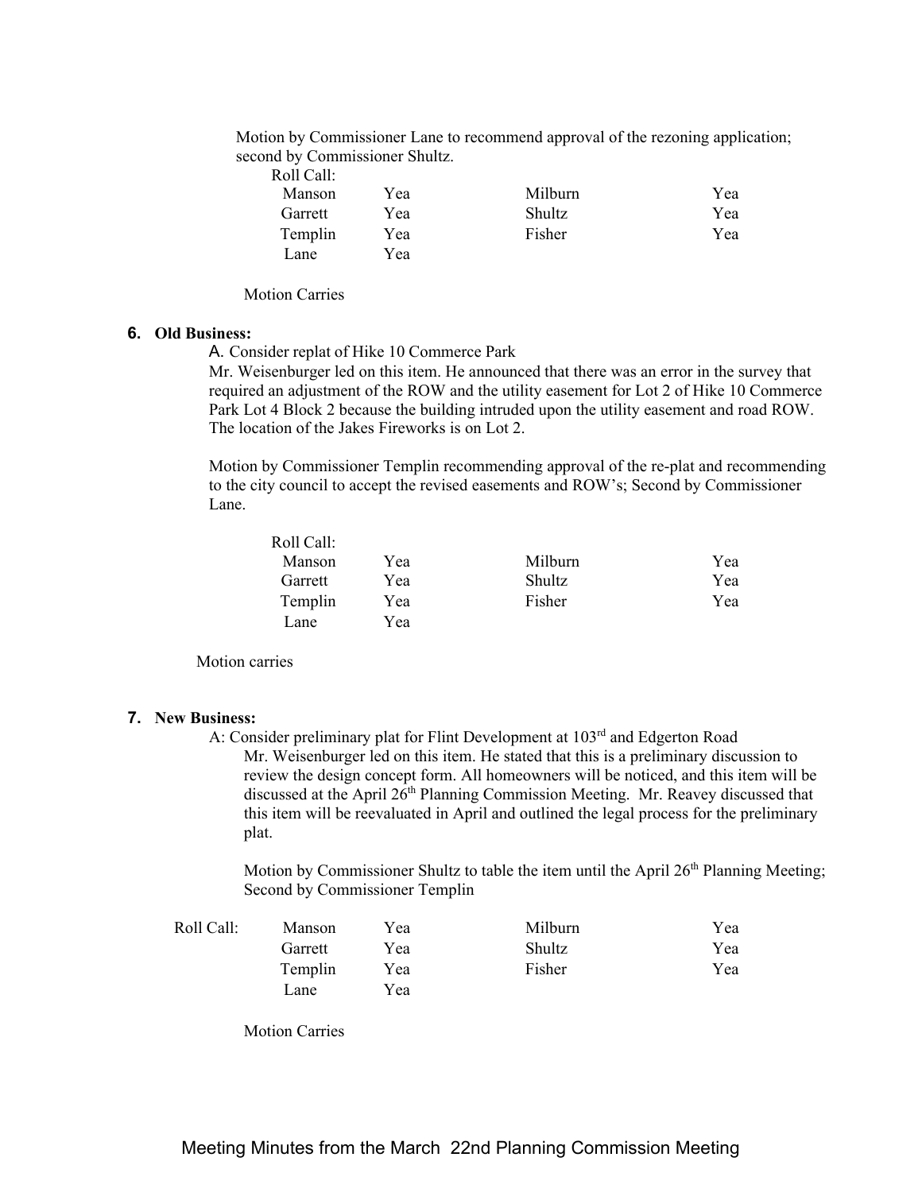Motion by Commissioner Lane to recommend approval of the rezoning application; second by Commissioner Shultz.

Roll Call:

| | | | |
|---|---|---|---|
| Manson | Yea | Milburn | Yea |
| Garrett | Yea | Shultz | Yea |
| Templin | Yea | Fisher | Yea |
| Lane | Yea | | |

Motion Carries

**6. Old Business:**

A. Consider replat of Hike 10 Commerce Park

Mr. Weisenburger led on this item. He announced that there was an error in the survey that required an adjustment of the ROW and the utility easement for Lot 2 of Hike 10 Commerce Park Lot 4 Block 2 because the building intruded upon the utility easement and road ROW. The location of the Jakes Fireworks is on Lot 2.

Motion by Commissioner Templin recommending approval of the re-plat and recommending to the city council to accept the revised easements and ROW's; Second by Commissioner Lane.

Roll Call:

| | | | |
|---|---|---|---|
| Manson | Yea | Milburn | Yea |
| Garrett | Yea | Shultz | Yea |
| Templin | Yea | Fisher | Yea |
| Lane | Yea | | |

Motion carries

**7. New Business:**

A: Consider preliminary plat for Flint Development at 103rd and Edgerton Road

Mr. Weisenburger led on this item. He stated that this is a preliminary discussion to review the design concept form. All homeowners will be noticed, and this item will be discussed at the April 26th Planning Commission Meeting. Mr. Reavey discussed that this item will be reevaluated in April and outlined the legal process for the preliminary plat.

Motion by Commissioner Shultz to table the item until the April 26th Planning Meeting; Second by Commissioner Templin

Roll Call:

| | | | |
|---|---|---|---|
| Manson | Yea | Milburn | Yea |
| Garrett | Yea | Shultz | Yea |
| Templin | Yea | Fisher | Yea |
| Lane | Yea | | |

Motion Carries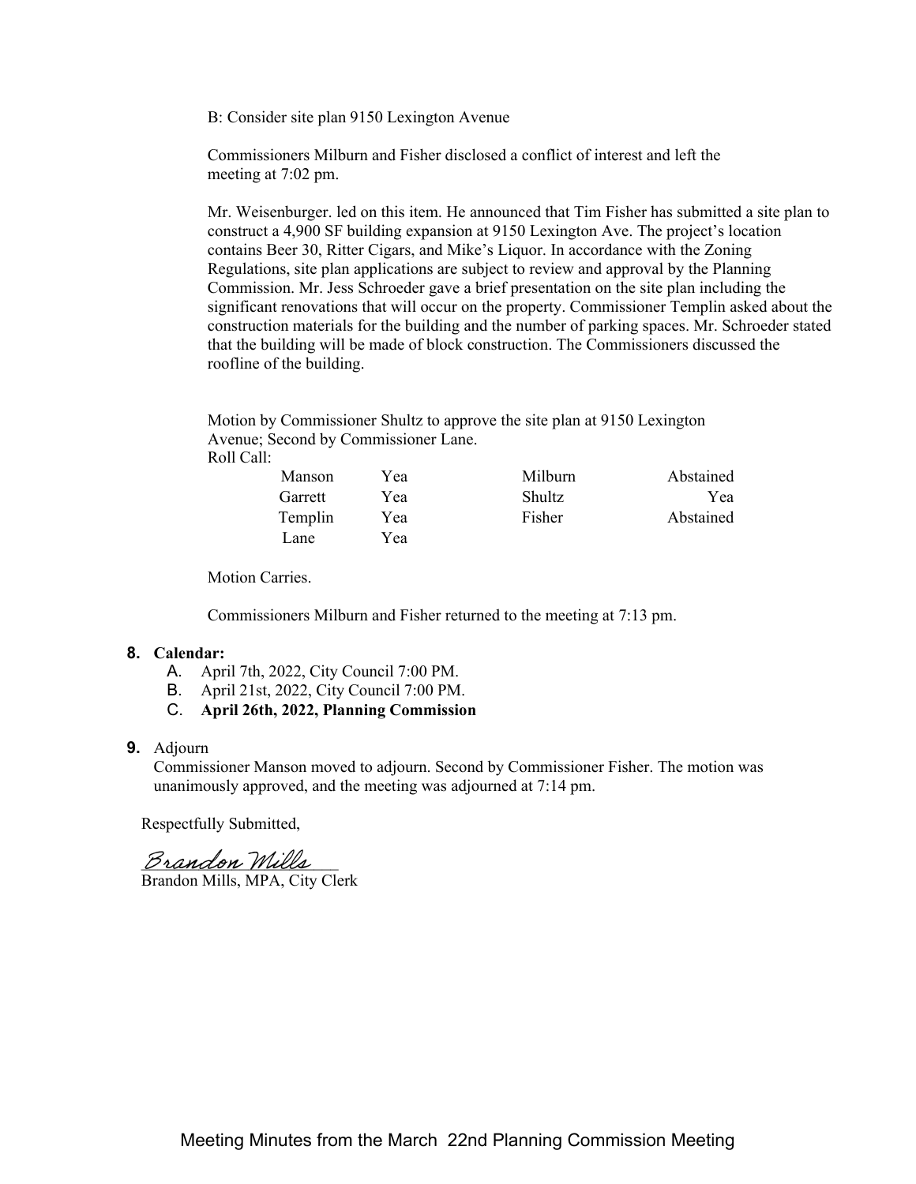B: Consider site plan 9150 Lexington Avenue

Commissioners Milburn and Fisher disclosed a conflict of interest and left the meeting at 7:02 pm.

Mr. Weisenburger. led on this item. He announced that Tim Fisher has submitted a site plan to construct a 4,900 SF building expansion at 9150 Lexington Ave. The project's location contains Beer 30, Ritter Cigars, and Mike's Liquor. In accordance with the Zoning Regulations, site plan applications are subject to review and approval by the Planning Commission. Mr. Jess Schroeder gave a brief presentation on the site plan including the significant renovations that will occur on the property. Commissioner Templin asked about the construction materials for the building and the number of parking spaces. Mr. Schroeder stated that the building will be made of block construction. The Commissioners discussed the roofline of the building.

Motion by Commissioner Shultz to approve the site plan at 9150 Lexington Avenue; Second by Commissioner Lane.

Roll Call:

| | | | |
|---|---|---|---|
| Manson | Yea | Milburn | Abstained |
| Garrett | Yea | Shultz | Yea |
| Templin | Yea | Fisher | Abstained |
| Lane | Yea | | |

Motion Carries.

Commissioners Milburn and Fisher returned to the meeting at 7:13 pm.

**8. Calendar:**

A. April 7th, 2022, City Council 7:00 PM.

B. April 21st, 2022, City Council 7:00 PM.

C. **April 26th, 2022, Planning Commission**

**9.** Adjourn

Commissioner Manson moved to adjourn. Second by Commissioner Fisher. The motion was unanimously approved, and the meeting was adjourned at 7:14 pm.

Respectfully Submitted,

*Brandon Mills*

Brandon Mills, MPA, City Clerk